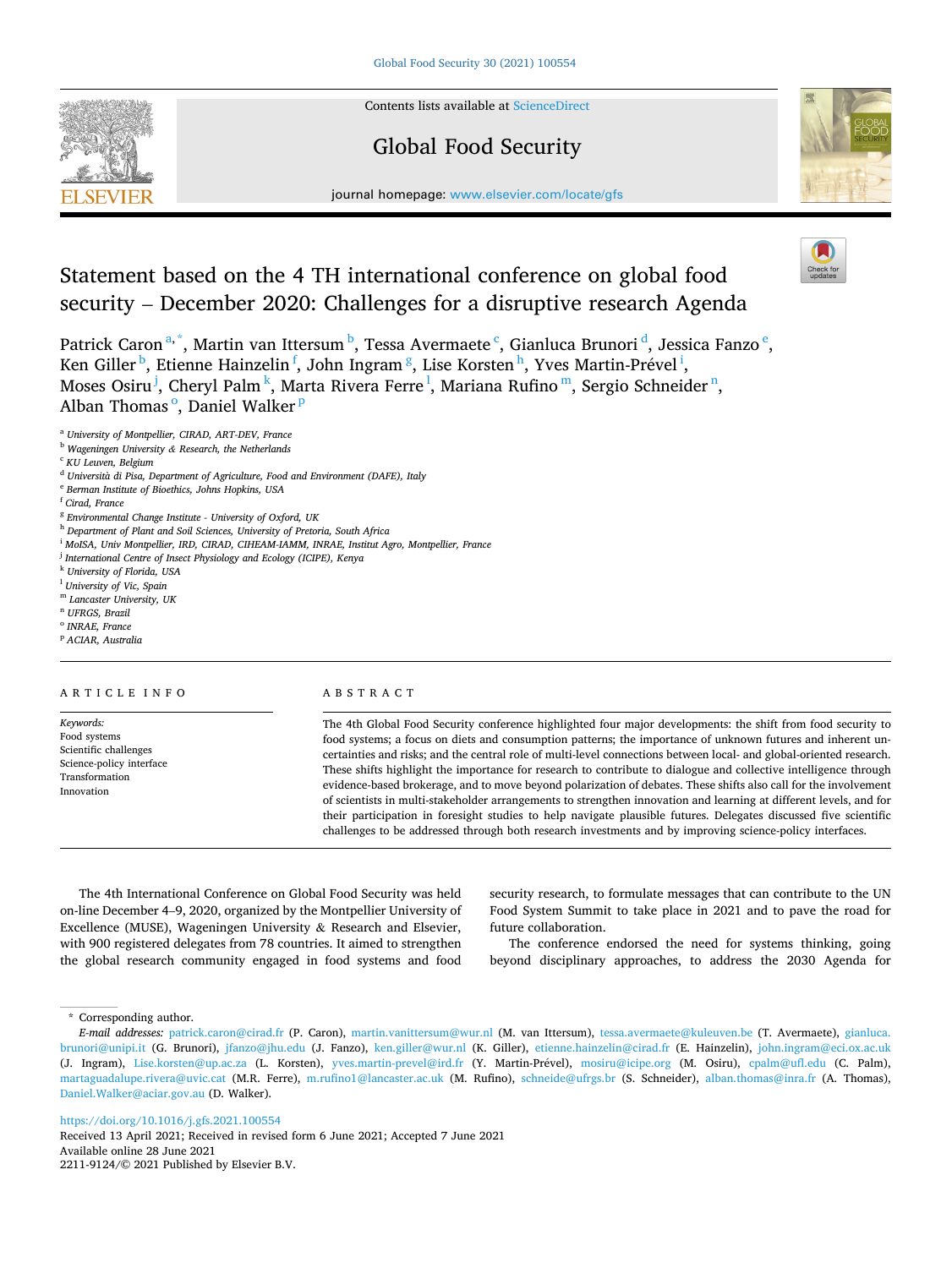# Statement based on the 4 TH international conference on global food security – December 2020: Challenges for a disruptive research Agenda

Patrick Caron [a,*], Martin van Ittersum [b], Tessa Avermaete [c], Gianluca Brunori [d], Jessica Fanzo [e], Ken Giller [b], Etienne Hainzelin [f], John Ingram [g], Lise Korsten [h], Yves Martin-Prével [i], Moses Osiru [j], Cheryl Palm [k], Marta Rivera Ferre [l], Mariana Rufino [m], Sergio Schneider [n], Alban Thomas [o], Daniel Walker [p]

[a] University of Montpellier, CIRAD, ART-DEV, France
[b] Wageningen University & Research, the Netherlands
[c] KU Leuven, Belgium
[d] Università di Pisa, Department of Agriculture, Food and Environment (DAFE), Italy
[e] Berman Institute of Bioethics, Johns Hopkins, USA
[f] Cirad, France
[g] Environmental Change Institute - University of Oxford, UK
[h] Department of Plant and Soil Sciences, University of Pretoria, South Africa
[i] MoISA, Univ Montpellier, IRD, CIRAD, CIHEAM-IAMM, INRAE, Institut Agro, Montpellier, France
[j] International Centre of Insect Physiology and Ecology (ICIPE), Kenya
[k] University of Florida, USA
[l] University of Vic, Spain
[m] Lancaster University, UK
[n] UFRGS, Brazil
[o] INRAE, France
[p] ACIAR, Australia

## ARTICLE INFO

*Keywords:*
Food systems
Scientific challenges
Science-policy interface
Transformation
Innovation

## ABSTRACT

The 4th Global Food Security conference highlighted four major developments: the shift from food security to food systems; a focus on diets and consumption patterns; the importance of unknown futures and inherent uncertainties and risks; and the central role of multi-level connections between local- and global-oriented research. These shifts highlight the importance for research to contribute to dialogue and collective intelligence through evidence-based brokerage, and to move beyond polarization of debates. These shifts also call for the involvement of scientists in multi-stakeholder arrangements to strengthen innovation and learning at different levels, and for their participation in foresight studies to help navigate plausible futures. Delegates discussed five scientific challenges to be addressed through both research investments and by improving science-policy interfaces.

The 4th International Conference on Global Food Security was held on-line December 4–9, 2020, organized by the Montpellier University of Excellence (MUSE), Wageningen University & Research and Elsevier, with 900 registered delegates from 78 countries. It aimed to strengthen the global research community engaged in food systems and food security research, to formulate messages that can contribute to the UN Food System Summit to take place in 2021 and to pave the road for future collaboration.

The conference endorsed the need for systems thinking, going beyond disciplinary approaches, to address the 2030 Agenda for

\* Corresponding author.
*E-mail addresses:* patrick.caron@cirad.fr (P. Caron), martin.vanittersum@wur.nl (M. van Ittersum), tessa.avermaete@kuleuven.be (T. Avermaete), gianluca.brunori@unipi.it (G. Brunori), jfanzo@jhu.edu (J. Fanzo), ken.giller@wur.nl (K. Giller), etienne.hainzelin@cirad.fr (E. Hainzelin), john.ingram@eci.ox.ac.uk (J. Ingram), Lise.korsten@up.ac.za (L. Korsten), yves.martin-prevel@ird.fr (Y. Martin-Prével), mosiru@icipe.org (M. Osiru), cpalm@ufl.edu (C. Palm), martaguadalupe.rivera@uvic.cat (M.R. Ferre), m.rufino1@lancaster.ac.uk (M. Rufino), schneide@ufrgs.br (S. Schneider), alban.thomas@inra.fr (A. Thomas), Daniel.Walker@aciar.gov.au (D. Walker).

https://doi.org/10.1016/j.gfs.2021.100554
Received 13 April 2021; Received in revised form 6 June 2021; Accepted 7 June 2021
Available online 28 June 2021
2211-9124/© 2021 Published by Elsevier B.V.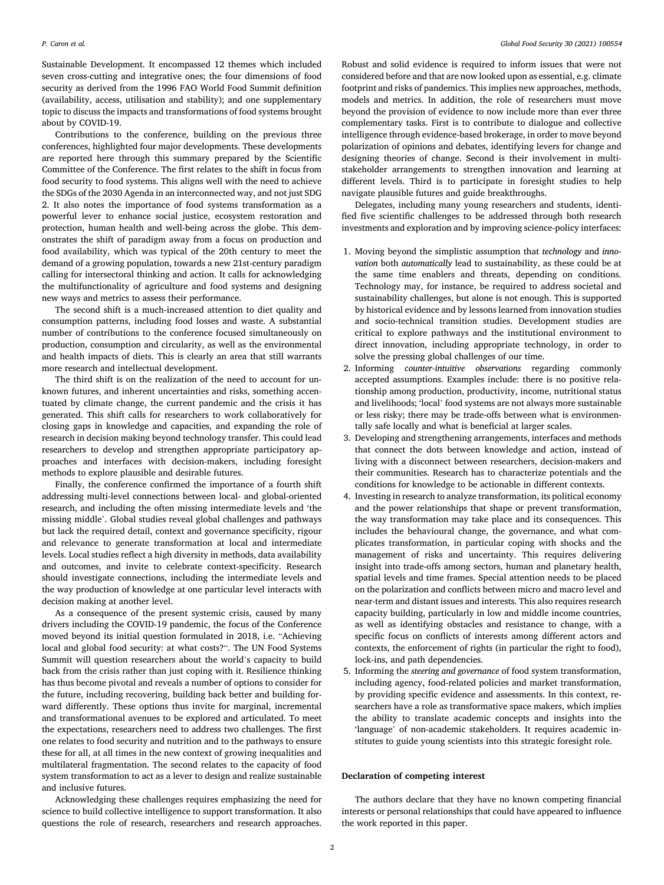Sustainable Development. It encompassed 12 themes which included seven cross-cutting and integrative ones; the four dimensions of food security as derived from the 1996 FAO World Food Summit definition (availability, access, utilisation and stability); and one supplementary topic to discuss the impacts and transformations of food systems brought about by COVID-19.

Contributions to the conference, building on the previous three conferences, highlighted four major developments. These developments are reported here through this summary prepared by the Scientific Committee of the Conference. The first relates to the shift in focus from food security to food systems. This aligns well with the need to achieve the SDGs of the 2030 Agenda in an interconnected way, and not just SDG 2. It also notes the importance of food systems transformation as a powerful lever to enhance social justice, ecosystem restoration and protection, human health and well-being across the globe. This demonstrates the shift of paradigm away from a focus on production and food availability, which was typical of the 20th century to meet the demand of a growing population, towards a new 21st-century paradigm calling for intersectoral thinking and action. It calls for acknowledging the multifunctionality of agriculture and food systems and designing new ways and metrics to assess their performance.

The second shift is a much-increased attention to diet quality and consumption patterns, including food losses and waste. A substantial number of contributions to the conference focused simultaneously on production, consumption and circularity, as well as the environmental and health impacts of diets. This is clearly an area that still warrants more research and intellectual development.

The third shift is on the realization of the need to account for unknown futures, and inherent uncertainties and risks, something accentuated by climate change, the current pandemic and the crisis it has generated. This shift calls for researchers to work collaboratively for closing gaps in knowledge and capacities, and expanding the role of research in decision making beyond technology transfer. This could lead researchers to develop and strengthen appropriate participatory approaches and interfaces with decision-makers, including foresight methods to explore plausible and desirable futures.

Finally, the conference confirmed the importance of a fourth shift addressing multi-level connections between local- and global-oriented research, and including the often missing intermediate levels and 'the missing middle'. Global studies reveal global challenges and pathways but lack the required detail, context and governance specificity, rigour and relevance to generate transformation at local and intermediate levels. Local studies reflect a high diversity in methods, data availability and outcomes, and invite to celebrate context-specificity. Research should investigate connections, including the intermediate levels and the way production of knowledge at one particular level interacts with decision making at another level.

As a consequence of the present systemic crisis, caused by many drivers including the COVID-19 pandemic, the focus of the Conference moved beyond its initial question formulated in 2018, i.e. "Achieving local and global food security: at what costs?". The UN Food Systems Summit will question researchers about the world's capacity to build back from the crisis rather than just coping with it. Resilience thinking has thus become pivotal and reveals a number of options to consider for the future, including recovering, building back better and building forward differently. These options thus invite for marginal, incremental and transformational avenues to be explored and articulated. To meet the expectations, researchers need to address two challenges. The first one relates to food security and nutrition and to the pathways to ensure these for all, at all times in the new context of growing inequalities and multilateral fragmentation. The second relates to the capacity of food system transformation to act as a lever to design and realize sustainable and inclusive futures.

Acknowledging these challenges requires emphasizing the need for science to build collective intelligence to support transformation. It also questions the role of research, researchers and research approaches. Robust and solid evidence is required to inform issues that were not considered before and that are now looked upon as essential, e.g. climate footprint and risks of pandemics. This implies new approaches, methods, models and metrics. In addition, the role of researchers must move beyond the provision of evidence to now include more than ever three complementary tasks. First is to contribute to dialogue and collective intelligence through evidence-based brokerage, in order to move beyond polarization of opinions and debates, identifying levers for change and designing theories of change. Second is their involvement in multi-stakeholder arrangements to strengthen innovation and learning at different levels. Third is to participate in foresight studies to help navigate plausible futures and guide breakthroughs.

Delegates, including many young researchers and students, identified five scientific challenges to be addressed through both research investments and exploration and by improving science-policy interfaces:

1. Moving beyond the simplistic assumption that *technology* and *innovation* both *automatically* lead to sustainability, as these could be at the same time enablers and threats, depending on conditions. Technology may, for instance, be required to address societal and sustainability challenges, but alone is not enough. This is supported by historical evidence and by lessons learned from innovation studies and socio-technical transition studies. Development studies are critical to explore pathways and the institutional environment to direct innovation, including appropriate technology, in order to solve the pressing global challenges of our time.
2. Informing *counter-intuitive observations* regarding commonly accepted assumptions. Examples include: there is no positive relationship among production, productivity, income, nutritional status and livelihoods; 'local' food systems are not always more sustainable or less risky; there may be trade-offs between what is environmentally safe locally and what is beneficial at larger scales.
3. Developing and strengthening arrangements, interfaces and methods that connect the dots between knowledge and action, instead of living with a disconnect between researchers, decision-makers and their communities. Research has to characterize potentials and the conditions for knowledge to be actionable in different contexts.
4. Investing in research to analyze transformation, its political economy and the power relationships that shape or prevent transformation, the way transformation may take place and its consequences. This includes the behavioural change, the governance, and what complicates transformation, in particular coping with shocks and the management of risks and uncertainty. This requires delivering insight into trade-offs among sectors, human and planetary health, spatial levels and time frames. Special attention needs to be placed on the polarization and conflicts between micro and macro level and near-term and distant issues and interests. This also requires research capacity building, particularly in low and middle income countries, as well as identifying obstacles and resistance to change, with a specific focus on conflicts of interests among different actors and contexts, the enforcement of rights (in particular the right to food), lock-ins, and path dependencies.
5. Informing the *steering and governance* of food system transformation, including agency, food-related policies and market transformation, by providing specific evidence and assessments. In this context, researchers have a role as transformative space makers, which implies the ability to translate academic concepts and insights into the 'language' of non-academic stakeholders. It requires academic institutes to guide young scientists into this strategic foresight role.

## Declaration of competing interest

The authors declare that they have no known competing financial interests or personal relationships that could have appeared to influence the work reported in this paper.